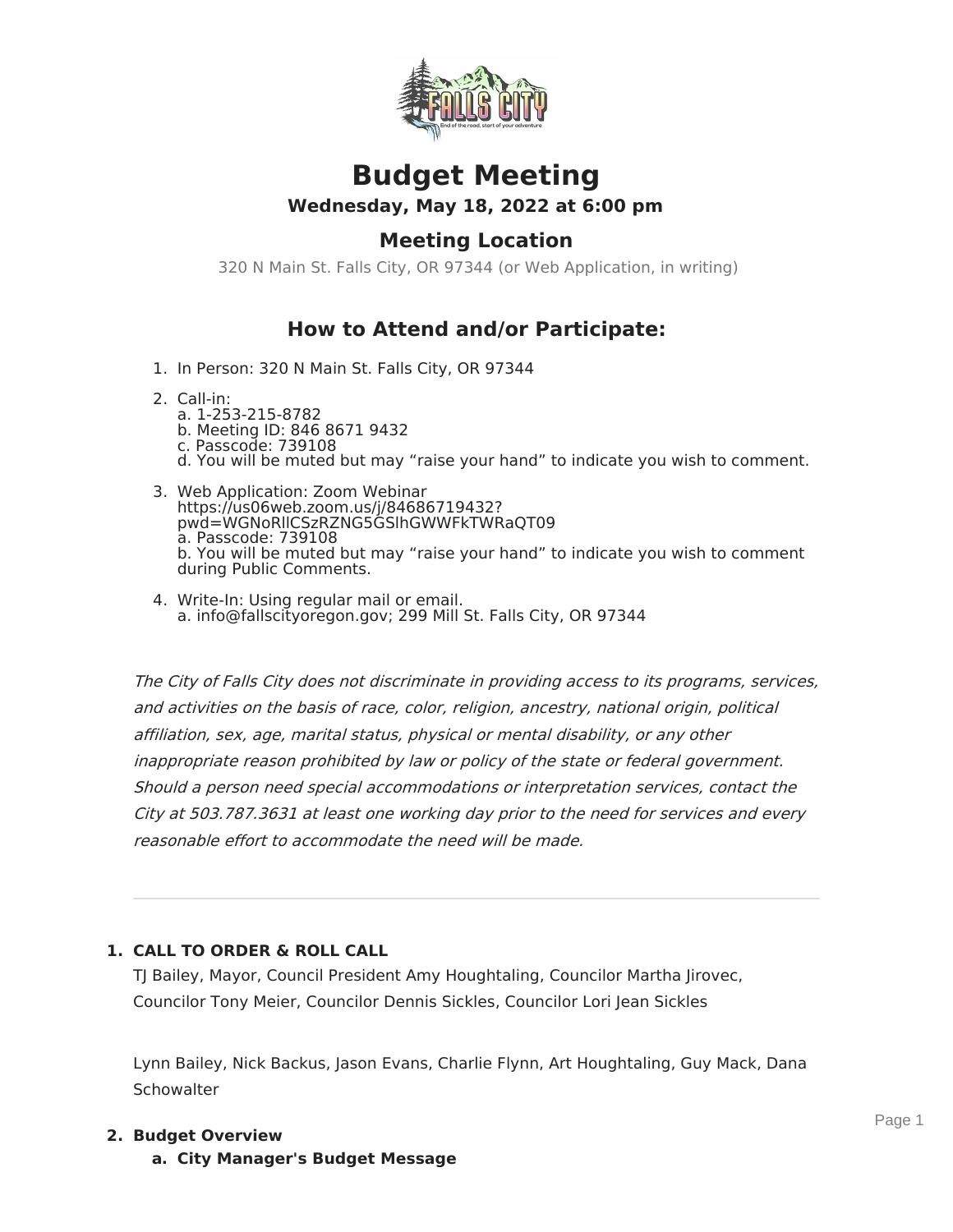# Budget Meeting

### Wednesday, May 18, 2022 at 6:00 pm

## Meeting Location

320 N Main St. Falls City, OR 97344 (or Web Application, in writing)

## How to Attend and/or Participate:

1. In Person: 320 N Main St. Falls City, OR 97344
2. Call-in:
   a. 1-253-215-8782
   b. Meeting ID: 846 8671 9432
   c. Passcode: 739108
   d. You will be muted but may "raise your hand" to indicate you wish to comment.
3. Web Application: Zoom Webinar https://us06web.zoom.us/j/84686719432?pwd=WGNoRllCSzRZNG5GSlhGWWFkTWRaQT09
   a. Passcode: 739108
   b. You will be muted but may "raise your hand" to indicate you wish to comment during Public Comments.
4. Write-In: Using regular mail or email.
   a. info@fallscityoregon.gov; 299 Mill St. Falls City, OR 97344

*The City of Falls City does not discriminate in providing access to its programs, services, and activities on the basis of race, color, religion, ancestry, national origin, political affiliation, sex, age, marital status, physical or mental disability, or any other inappropriate reason prohibited by law or policy of the state or federal government. Should a person need special accommodations or interpretation services, contact the City at 503.787.3631 at least one working day prior to the need for services and every reasonable effort to accommodate the need will be made.*

---

1. **CALL TO ORDER & ROLL CALL**

   TJ Bailey, Mayor, Council President Amy Houghtaling, Councilor Martha Jirovec, Councilor Tony Meier, Councilor Dennis Sickles, Councilor Lori Jean Sickles

   Lynn Bailey, Nick Backus, Jason Evans, Charlie Flynn, Art Houghtaling, Guy Mack, Dana Schowalter

2. **Budget Overview**
   a. **City Manager's Budget Message**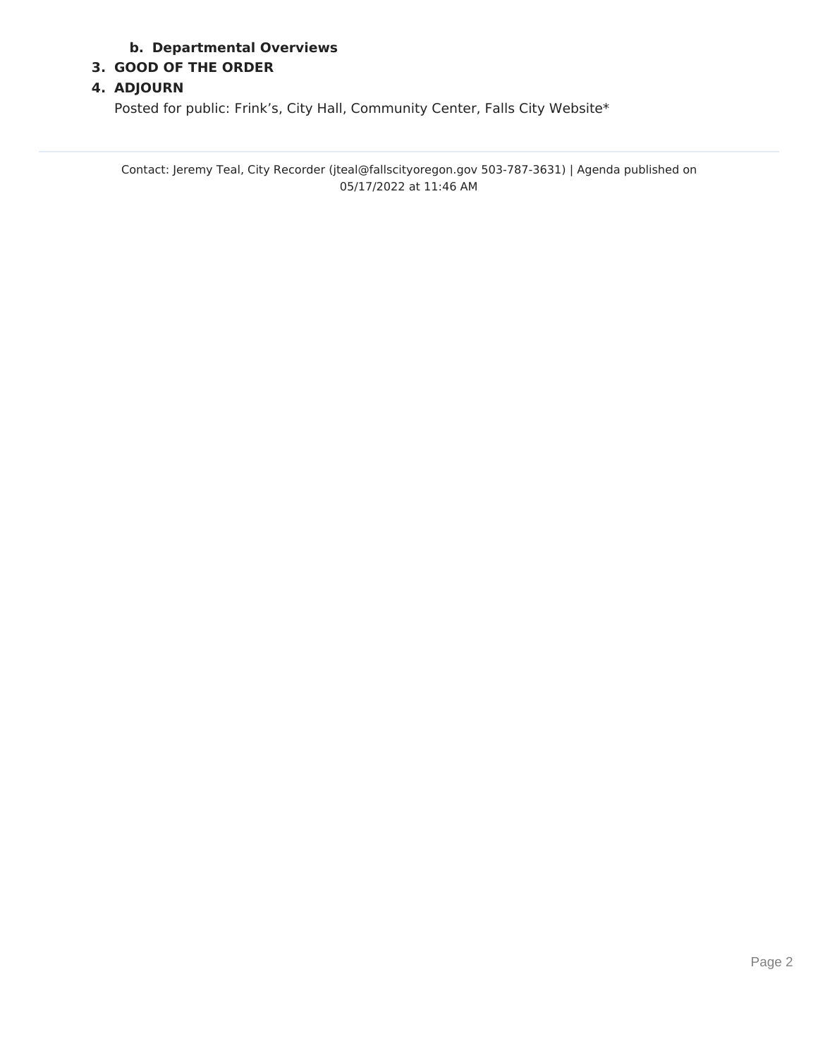b. **Departmental Overviews**

3. **GOOD OF THE ORDER**
4. **ADJOURN**

   Posted for public: Frink's, City Hall, Community Center, Falls City Website*

---

Contact: Jeremy Teal, City Recorder (jteal@fallscityoregon.gov 503-787-3631) | Agenda published on 05/17/2022 at 11:46 AM